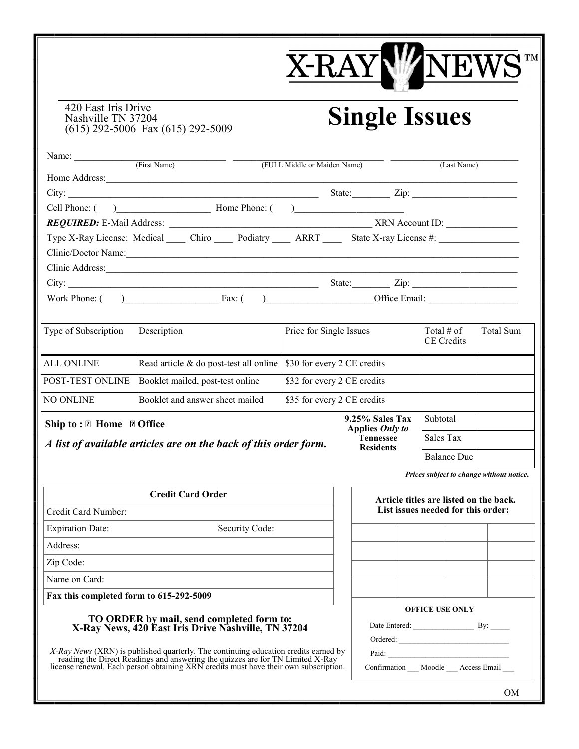# X-RAY NEWS™

420 East Iris Drive
Nashville TN 37204
(615) 292-5006  Fax (615) 292-5009

# Single Issues

Name: ______________________ (First Name) ______________________ (FULL Middle or Maiden Name) ______________________ (Last Name)

Home Address: ____________________________________________

City: ______________________ State: ________ Zip: ______________

Cell Phone: (    ) __________________ Home Phone: (    ) __________________

***REQUIRED:*** E-Mail Address: ______________________ XRN Account ID: ______________

Type X-Ray License: Medical ____ Chiro ____ Podiatry ____ ARRT ____ State X-ray License #: ______________

Clinic/Doctor Name: ____________________________________________

Clinic Address: ____________________________________________

City: ______________________ State: ________ Zip: ______________

Work Phone: (    ) __________________ Fax: (    ) __________________ Office Email: ______________

| Type of Subscription | Description | Price for Single Issues | Total # of CE Credits | Total Sum |
|---|---|---|---|---|
| ALL ONLINE | Read article & do post-test all online | $30 for every 2 CE credits | | |
| POST-TEST ONLINE | Booklet mailed, post-test online | $32 for every 2 CE credits | | |
| NO ONLINE | Booklet and answer sheet mailed | $35 for every 2 CE credits | | |
| | | **9.25% Sales Tax Applies *Only to* Tennessee Residents** | Subtotal | |
| | | | Sales Tax | |
| | | | Balance Due | |

**Ship to : ☐ Home ☐ Office**

***A list of available articles are on the back of this order form.***

***Prices subject to change without notice.***

| Credit Card Order | |
|---|---|
| Credit Card Number: | |
| Expiration Date: | Security Code: |
| Address: | |
| Zip Code: | |
| Name on Card: | |
| **Fax this completed form to 615-292-5009** | |

**Article titles are listed on the back. List issues needed for this order:**

| | | | |
|---|---|---|---|
| | | | |
| | | | |
| | | | |
| | | | |

**TO ORDER by mail, send completed form to:**
**X-Ray News, 420 East Iris Drive Nashville, TN 37204**

*X-Ray News* (XRN) is published quarterly. The continuing education credits earned by reading the Direct Readings and answering the quizzes are for TN Limited X-Ray license renewal. Each person obtaining XRN credits must have their own subscription.

**OFFICE USE ONLY**

Date Entered: ______________ By: _____

Ordered: ______________________

Paid: ______________________

Confirmation ___ Moodle ___ Access Email ___

OM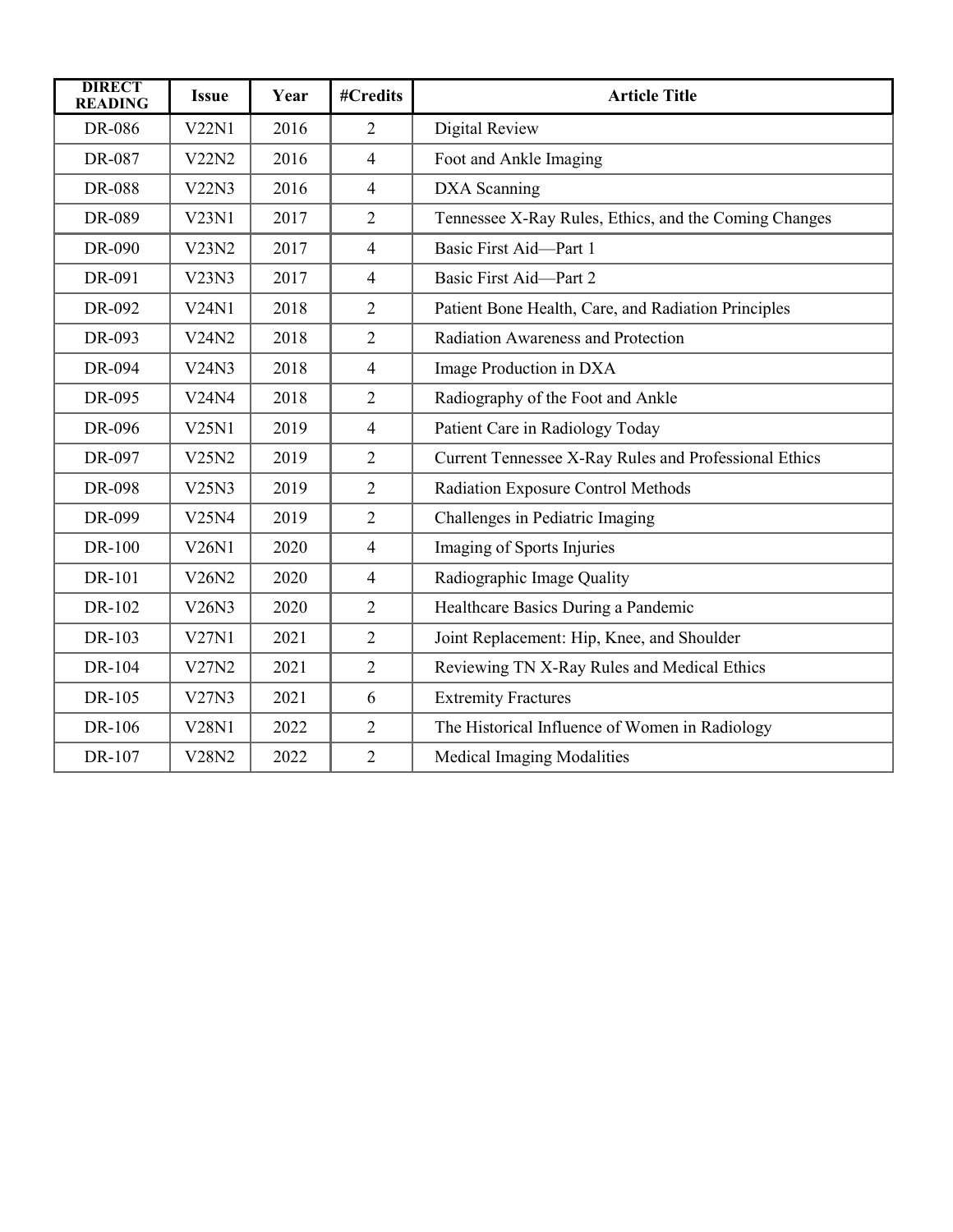| DIRECT READING | Issue | Year | #Credits | Article Title |
|---|---|---|---|---|
| DR-086 | V22N1 | 2016 | 2 | Digital Review |
| DR-087 | V22N2 | 2016 | 4 | Foot and Ankle Imaging |
| DR-088 | V22N3 | 2016 | 4 | DXA Scanning |
| DR-089 | V23N1 | 2017 | 2 | Tennessee X-Ray Rules, Ethics, and the Coming Changes |
| DR-090 | V23N2 | 2017 | 4 | Basic First Aid—Part 1 |
| DR-091 | V23N3 | 2017 | 4 | Basic First Aid—Part 2 |
| DR-092 | V24N1 | 2018 | 2 | Patient Bone Health, Care, and Radiation Principles |
| DR-093 | V24N2 | 2018 | 2 | Radiation Awareness and Protection |
| DR-094 | V24N3 | 2018 | 4 | Image Production in DXA |
| DR-095 | V24N4 | 2018 | 2 | Radiography of the Foot and Ankle |
| DR-096 | V25N1 | 2019 | 4 | Patient Care in Radiology Today |
| DR-097 | V25N2 | 2019 | 2 | Current Tennessee X-Ray Rules and Professional Ethics |
| DR-098 | V25N3 | 2019 | 2 | Radiation Exposure Control Methods |
| DR-099 | V25N4 | 2019 | 2 | Challenges in Pediatric Imaging |
| DR-100 | V26N1 | 2020 | 4 | Imaging of Sports Injuries |
| DR-101 | V26N2 | 2020 | 4 | Radiographic Image Quality |
| DR-102 | V26N3 | 2020 | 2 | Healthcare Basics During a Pandemic |
| DR-103 | V27N1 | 2021 | 2 | Joint Replacement: Hip, Knee, and Shoulder |
| DR-104 | V27N2 | 2021 | 2 | Reviewing TN X-Ray Rules and Medical Ethics |
| DR-105 | V27N3 | 2021 | 6 | Extremity Fractures |
| DR-106 | V28N1 | 2022 | 2 | The Historical Influence of Women in Radiology |
| DR-107 | V28N2 | 2022 | 2 | Medical Imaging Modalities |